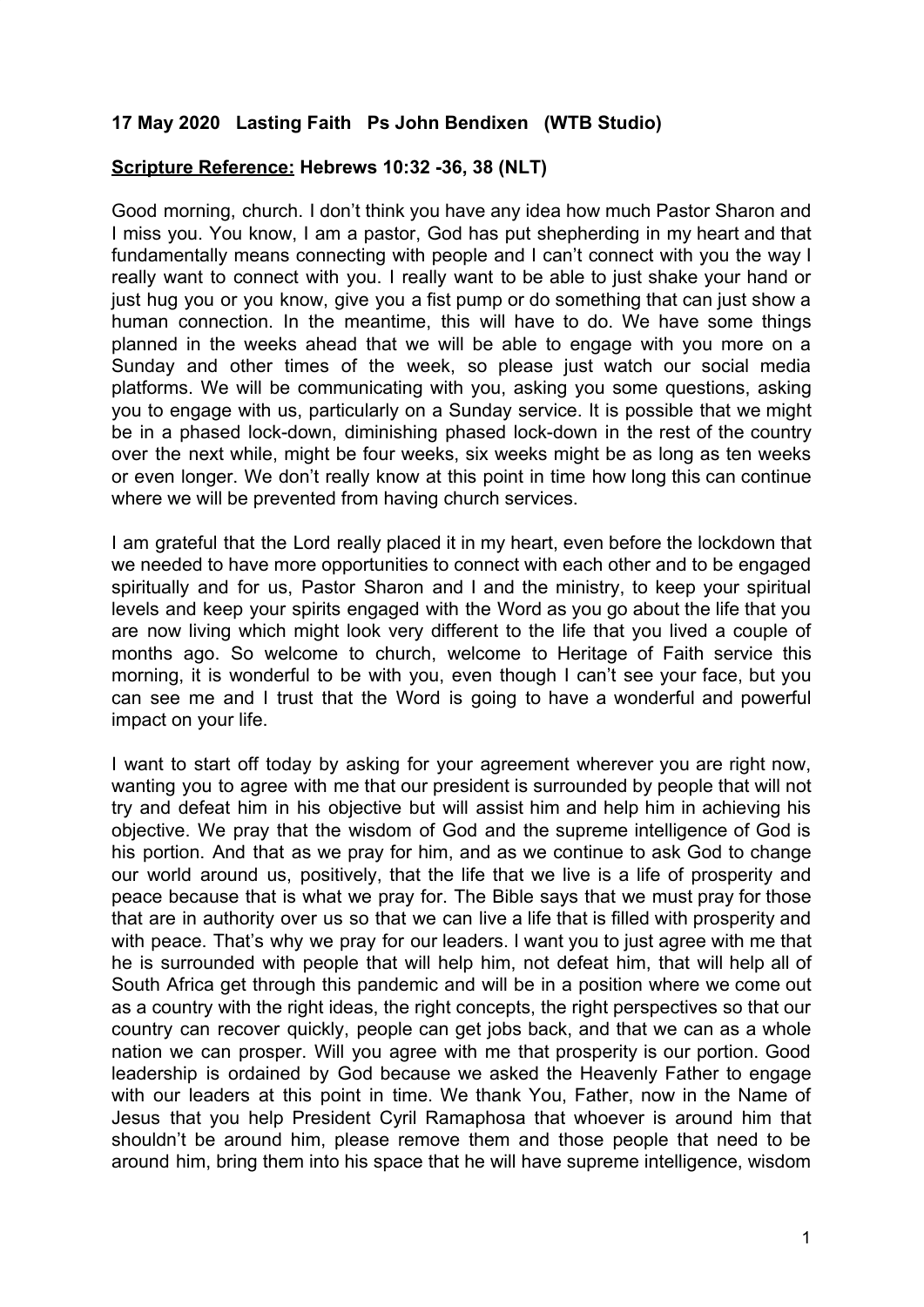**17 May 2020 Lasting Faith Ps John Bendixen (WTB Studio)**

**<u>Scripture Reference:</u> Hebrews 10:32 -36, 38 (NLT)**

Good morning, church. I don't think you have any idea how much Pastor Sharon and I miss you. You know, I am a pastor, God has put shepherding in my heart and that fundamentally means connecting with people and I can't connect with you the way I really want to connect with you. I really want to be able to just shake your hand or just hug you or you know, give you a fist pump or do something that can just show a human connection. In the meantime, this will have to do. We have some things planned in the weeks ahead that we will be able to engage with you more on a Sunday and other times of the week, so please just watch our social media platforms. We will be communicating with you, asking you some questions, asking you to engage with us, particularly on a Sunday service. It is possible that we might be in a phased lock-down, diminishing phased lock-down in the rest of the country over the next while, might be four weeks, six weeks might be as long as ten weeks or even longer. We don't really know at this point in time how long this can continue where we will be prevented from having church services.

I am grateful that the Lord really placed it in my heart, even before the lockdown that we needed to have more opportunities to connect with each other and to be engaged spiritually and for us, Pastor Sharon and I and the ministry, to keep your spiritual levels and keep your spirits engaged with the Word as you go about the life that you are now living which might look very different to the life that you lived a couple of months ago. So welcome to church, welcome to Heritage of Faith service this morning, it is wonderful to be with you, even though I can't see your face, but you can see me and I trust that the Word is going to have a wonderful and powerful impact on your life.

I want to start off today by asking for your agreement wherever you are right now, wanting you to agree with me that our president is surrounded by people that will not try and defeat him in his objective but will assist him and help him in achieving his objective. We pray that the wisdom of God and the supreme intelligence of God is his portion. And that as we pray for him, and as we continue to ask God to change our world around us, positively, that the life that we live is a life of prosperity and peace because that is what we pray for. The Bible says that we must pray for those that are in authority over us so that we can live a life that is filled with prosperity and with peace. That's why we pray for our leaders. I want you to just agree with me that he is surrounded with people that will help him, not defeat him, that will help all of South Africa get through this pandemic and will be in a position where we come out as a country with the right ideas, the right concepts, the right perspectives so that our country can recover quickly, people can get jobs back, and that we can as a whole nation we can prosper. Will you agree with me that prosperity is our portion. Good leadership is ordained by God because we asked the Heavenly Father to engage with our leaders at this point in time. We thank You, Father, now in the Name of Jesus that you help President Cyril Ramaphosa that whoever is around him that shouldn't be around him, please remove them and those people that need to be around him, bring them into his space that he will have supreme intelligence, wisdom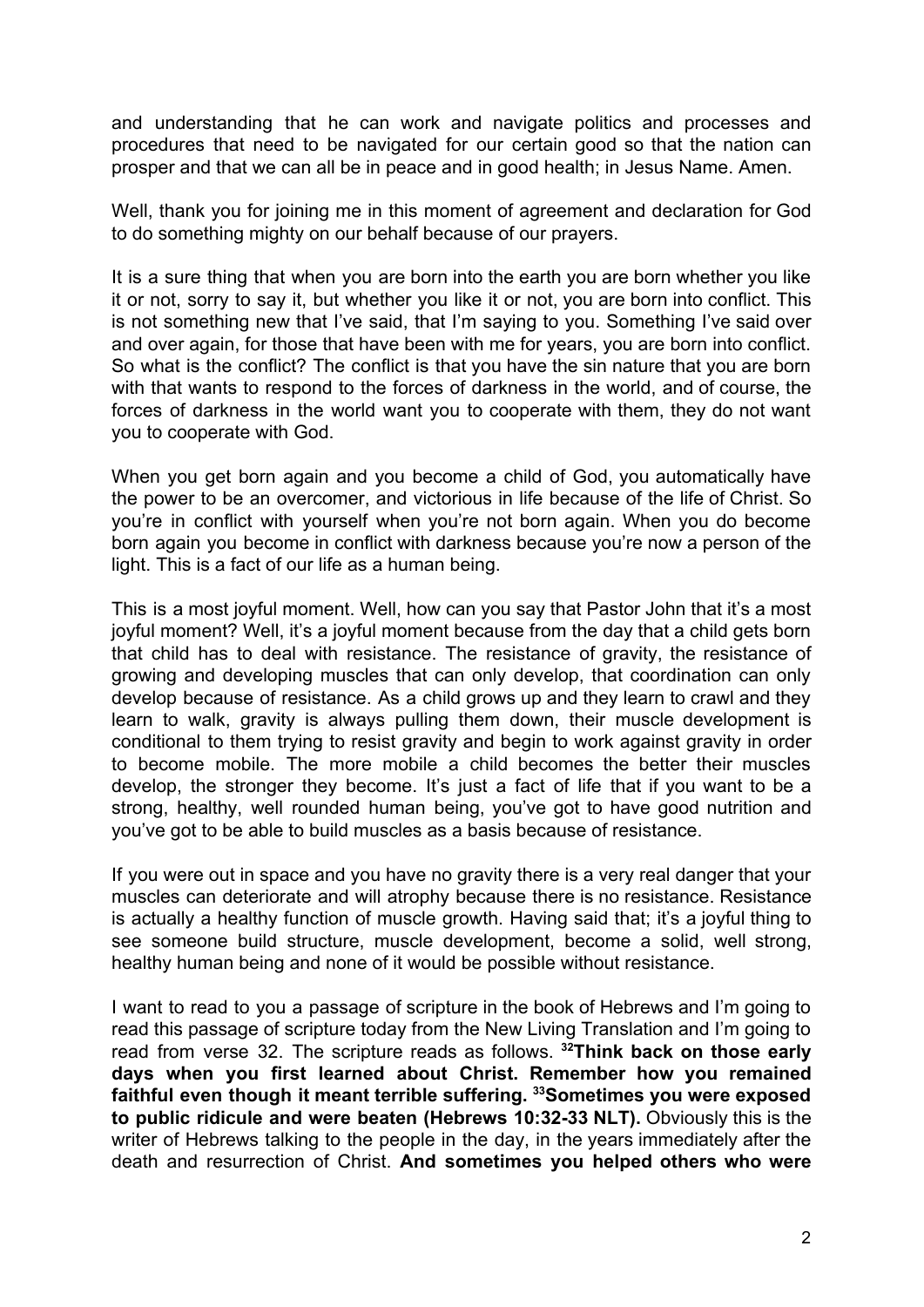and understanding that he can work and navigate politics and processes and procedures that need to be navigated for our certain good so that the nation can prosper and that we can all be in peace and in good health; in Jesus Name. Amen.

Well, thank you for joining me in this moment of agreement and declaration for God to do something mighty on our behalf because of our prayers.

It is a sure thing that when you are born into the earth you are born whether you like it or not, sorry to say it, but whether you like it or not, you are born into conflict. This is not something new that I've said, that I'm saying to you. Something I've said over and over again, for those that have been with me for years, you are born into conflict. So what is the conflict? The conflict is that you have the sin nature that you are born with that wants to respond to the forces of darkness in the world, and of course, the forces of darkness in the world want you to cooperate with them, they do not want you to cooperate with God.

When you get born again and you become a child of God, you automatically have the power to be an overcomer, and victorious in life because of the life of Christ. So you're in conflict with yourself when you're not born again. When you do become born again you become in conflict with darkness because you're now a person of the light. This is a fact of our life as a human being.

This is a most joyful moment. Well, how can you say that Pastor John that it's a most joyful moment? Well, it's a joyful moment because from the day that a child gets born that child has to deal with resistance. The resistance of gravity, the resistance of growing and developing muscles that can only develop, that coordination can only develop because of resistance. As a child grows up and they learn to crawl and they learn to walk, gravity is always pulling them down, their muscle development is conditional to them trying to resist gravity and begin to work against gravity in order to become mobile. The more mobile a child becomes the better their muscles develop, the stronger they become. It's just a fact of life that if you want to be a strong, healthy, well rounded human being, you've got to have good nutrition and you've got to be able to build muscles as a basis because of resistance.

If you were out in space and you have no gravity there is a very real danger that your muscles can deteriorate and will atrophy because there is no resistance. Resistance is actually a healthy function of muscle growth. Having said that; it's a joyful thing to see someone build structure, muscle development, become a solid, well strong, healthy human being and none of it would be possible without resistance.

I want to read to you a passage of scripture in the book of Hebrews and I'm going to read this passage of scripture today from the New Living Translation and I'm going to read from verse 32. The scripture reads as follows. **[32]Think back on those early days when you first learned about Christ. Remember how you remained faithful even though it meant terrible suffering. [33]Sometimes you were exposed to public ridicule and were beaten (Hebrews 10:32-33 NLT).** Obviously this is the writer of Hebrews talking to the people in the day, in the years immediately after the death and resurrection of Christ. **And sometimes you helped others who were**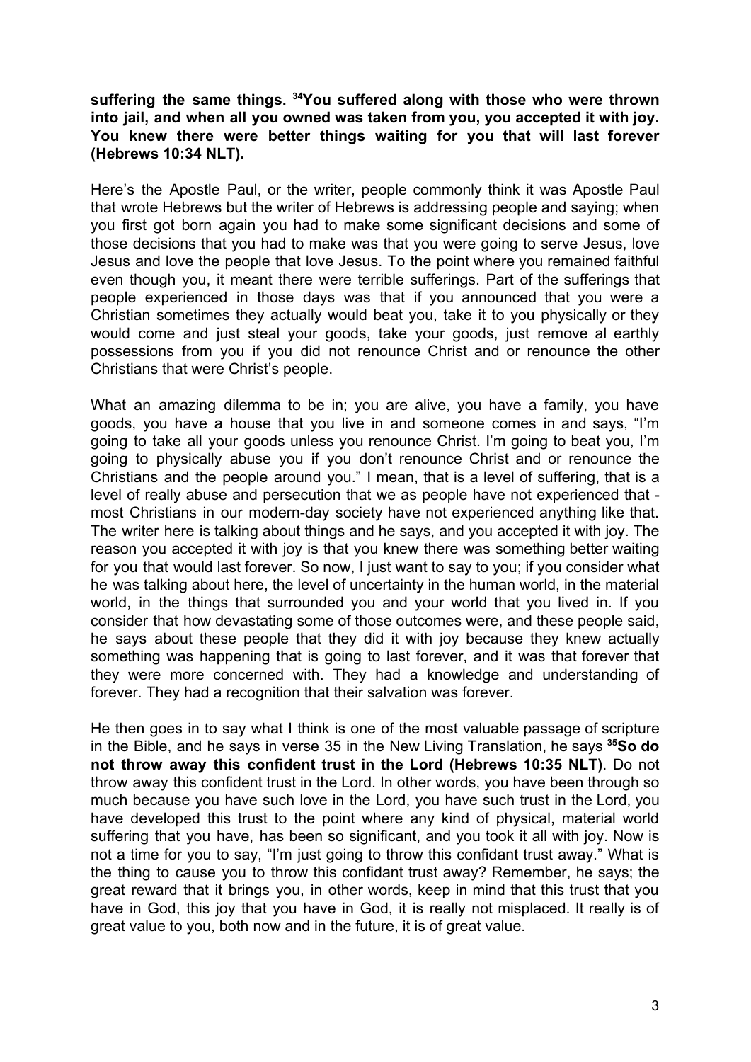**suffering the same things. [34]You suffered along with those who were thrown into jail, and when all you owned was taken from you, you accepted it with joy. You knew there were better things waiting for you that will last forever (Hebrews 10:34 NLT).**

Here's the Apostle Paul, or the writer, people commonly think it was Apostle Paul that wrote Hebrews but the writer of Hebrews is addressing people and saying; when you first got born again you had to make some significant decisions and some of those decisions that you had to make was that you were going to serve Jesus, love Jesus and love the people that love Jesus. To the point where you remained faithful even though you, it meant there were terrible sufferings. Part of the sufferings that people experienced in those days was that if you announced that you were a Christian sometimes they actually would beat you, take it to you physically or they would come and just steal your goods, take your goods, just remove al earthly possessions from you if you did not renounce Christ and or renounce the other Christians that were Christ's people.

What an amazing dilemma to be in; you are alive, you have a family, you have goods, you have a house that you live in and someone comes in and says, "I'm going to take all your goods unless you renounce Christ. I'm going to beat you, I'm going to physically abuse you if you don't renounce Christ and or renounce the Christians and the people around you." I mean, that is a level of suffering, that is a level of really abuse and persecution that we as people have not experienced that - most Christians in our modern-day society have not experienced anything like that. The writer here is talking about things and he says, and you accepted it with joy. The reason you accepted it with joy is that you knew there was something better waiting for you that would last forever. So now, I just want to say to you; if you consider what he was talking about here, the level of uncertainty in the human world, in the material world, in the things that surrounded you and your world that you lived in. If you consider that how devastating some of those outcomes were, and these people said, he says about these people that they did it with joy because they knew actually something was happening that is going to last forever, and it was that forever that they were more concerned with. They had a knowledge and understanding of forever. They had a recognition that their salvation was forever.

He then goes in to say what I think is one of the most valuable passage of scripture in the Bible, and he says in verse 35 in the New Living Translation, he says **[35]So do not throw away this confident trust in the Lord (Hebrews 10:35 NLT)**. Do not throw away this confident trust in the Lord. In other words, you have been through so much because you have such love in the Lord, you have such trust in the Lord, you have developed this trust to the point where any kind of physical, material world suffering that you have, has been so significant, and you took it all with joy. Now is not a time for you to say, "I'm just going to throw this confidant trust away." What is the thing to cause you to throw this confidant trust away? Remember, he says; the great reward that it brings you, in other words, keep in mind that this trust that you have in God, this joy that you have in God, it is really not misplaced. It really is of great value to you, both now and in the future, it is of great value.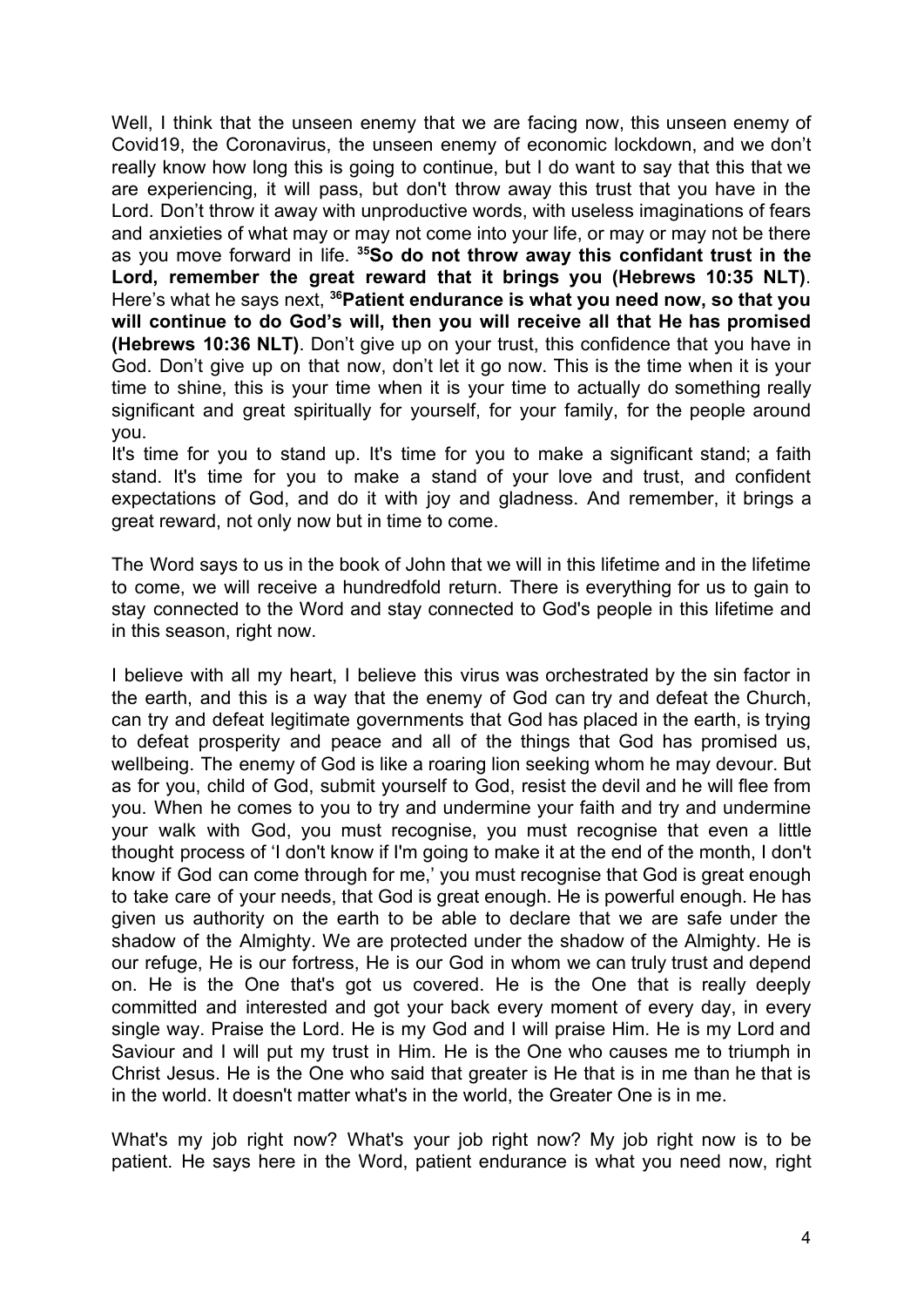Well, I think that the unseen enemy that we are facing now, this unseen enemy of Covid19, the Coronavirus, the unseen enemy of economic lockdown, and we don't really know how long this is going to continue, but I do want to say that this that we are experiencing, it will pass, but don't throw away this trust that you have in the Lord. Don't throw it away with unproductive words, with useless imaginations of fears and anxieties of what may or may not come into your life, or may or may not be there as you move forward in life. **[35]So do not throw away this confidant trust in the Lord, remember the great reward that it brings you (Hebrews 10:35 NLT)**. Here's what he says next, **[36]Patient endurance is what you need now, so that you will continue to do God's will, then you will receive all that He has promised (Hebrews 10:36 NLT)**. Don't give up on your trust, this confidence that you have in God. Don't give up on that now, don't let it go now. This is the time when it is your time to shine, this is your time when it is your time to actually do something really significant and great spiritually for yourself, for your family, for the people around you.

It's time for you to stand up. It's time for you to make a significant stand; a faith stand. It's time for you to make a stand of your love and trust, and confident expectations of God, and do it with joy and gladness. And remember, it brings a great reward, not only now but in time to come.

The Word says to us in the book of John that we will in this lifetime and in the lifetime to come, we will receive a hundredfold return. There is everything for us to gain to stay connected to the Word and stay connected to God's people in this lifetime and in this season, right now.

I believe with all my heart, I believe this virus was orchestrated by the sin factor in the earth, and this is a way that the enemy of God can try and defeat the Church, can try and defeat legitimate governments that God has placed in the earth, is trying to defeat prosperity and peace and all of the things that God has promised us, wellbeing. The enemy of God is like a roaring lion seeking whom he may devour. But as for you, child of God, submit yourself to God, resist the devil and he will flee from you. When he comes to you to try and undermine your faith and try and undermine your walk with God, you must recognise, you must recognise that even a little thought process of 'I don't know if I'm going to make it at the end of the month, I don't know if God can come through for me,' you must recognise that God is great enough to take care of your needs, that God is great enough. He is powerful enough. He has given us authority on the earth to be able to declare that we are safe under the shadow of the Almighty. We are protected under the shadow of the Almighty. He is our refuge, He is our fortress, He is our God in whom we can truly trust and depend on. He is the One that's got us covered. He is the One that is really deeply committed and interested and got your back every moment of every day, in every single way. Praise the Lord. He is my God and I will praise Him. He is my Lord and Saviour and I will put my trust in Him. He is the One who causes me to triumph in Christ Jesus. He is the One who said that greater is He that is in me than he that is in the world. It doesn't matter what's in the world, the Greater One is in me.

What's my job right now? What's your job right now? My job right now is to be patient. He says here in the Word, patient endurance is what you need now, right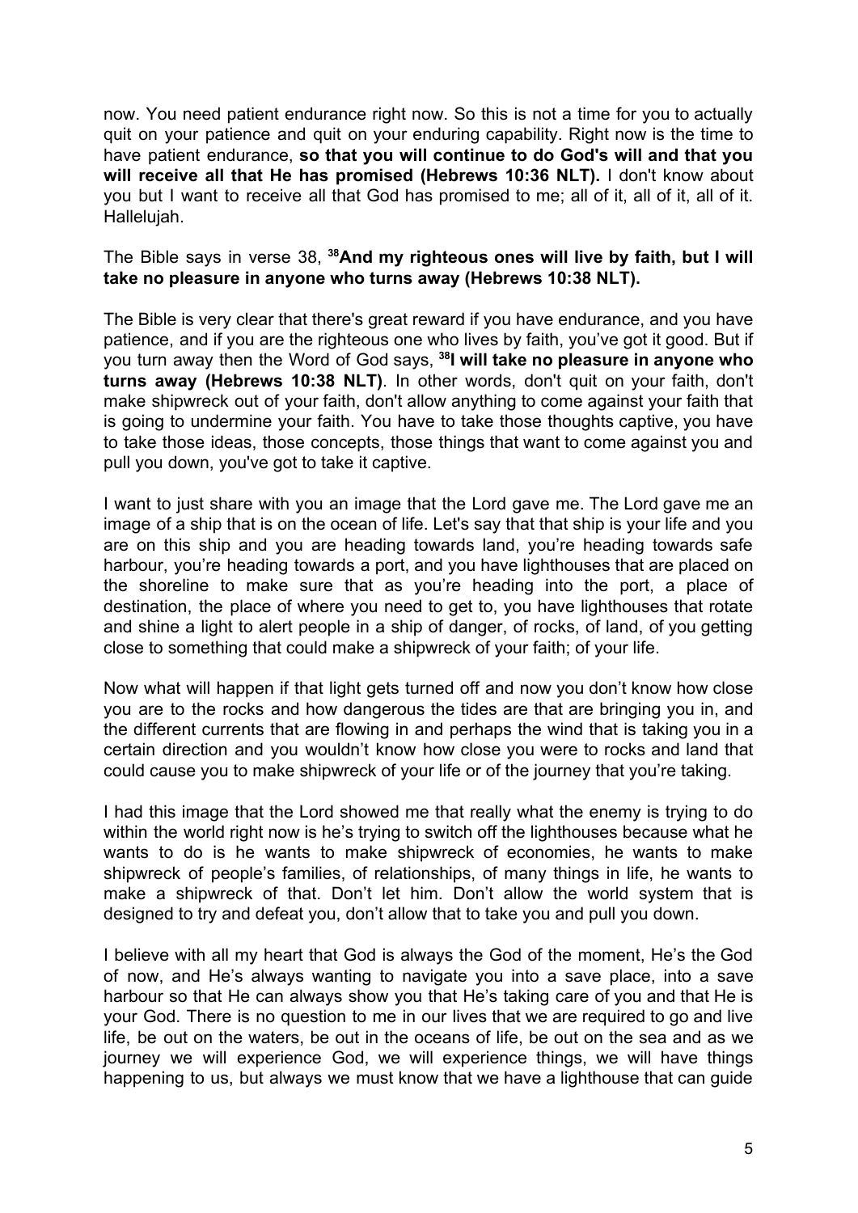now. You need patient endurance right now. So this is not a time for you to actually quit on your patience and quit on your enduring capability. Right now is the time to have patient endurance, **so that you will continue to do God's will and that you will receive all that He has promised (Hebrews 10:36 NLT).** I don't know about you but I want to receive all that God has promised to me; all of it, all of it, all of it. Hallelujah.

The Bible says in verse 38, **[38]And my righteous ones will live by faith, but I will take no pleasure in anyone who turns away (Hebrews 10:38 NLT).**

The Bible is very clear that there's great reward if you have endurance, and you have patience, and if you are the righteous one who lives by faith, you've got it good. But if you turn away then the Word of God says, **[38]I will take no pleasure in anyone who turns away (Hebrews 10:38 NLT)**. In other words, don't quit on your faith, don't make shipwreck out of your faith, don't allow anything to come against your faith that is going to undermine your faith. You have to take those thoughts captive, you have to take those ideas, those concepts, those things that want to come against you and pull you down, you've got to take it captive.

I want to just share with you an image that the Lord gave me. The Lord gave me an image of a ship that is on the ocean of life. Let's say that that ship is your life and you are on this ship and you are heading towards land, you're heading towards safe harbour, you're heading towards a port, and you have lighthouses that are placed on the shoreline to make sure that as you're heading into the port, a place of destination, the place of where you need to get to, you have lighthouses that rotate and shine a light to alert people in a ship of danger, of rocks, of land, of you getting close to something that could make a shipwreck of your faith; of your life.

Now what will happen if that light gets turned off and now you don't know how close you are to the rocks and how dangerous the tides are that are bringing you in, and the different currents that are flowing in and perhaps the wind that is taking you in a certain direction and you wouldn't know how close you were to rocks and land that could cause you to make shipwreck of your life or of the journey that you're taking.

I had this image that the Lord showed me that really what the enemy is trying to do within the world right now is he's trying to switch off the lighthouses because what he wants to do is he wants to make shipwreck of economies, he wants to make shipwreck of people's families, of relationships, of many things in life, he wants to make a shipwreck of that. Don't let him. Don't allow the world system that is designed to try and defeat you, don't allow that to take you and pull you down.

I believe with all my heart that God is always the God of the moment, He's the God of now, and He's always wanting to navigate you into a save place, into a save harbour so that He can always show you that He's taking care of you and that He is your God. There is no question to me in our lives that we are required to go and live life, be out on the waters, be out in the oceans of life, be out on the sea and as we journey we will experience God, we will experience things, we will have things happening to us, but always we must know that we have a lighthouse that can guide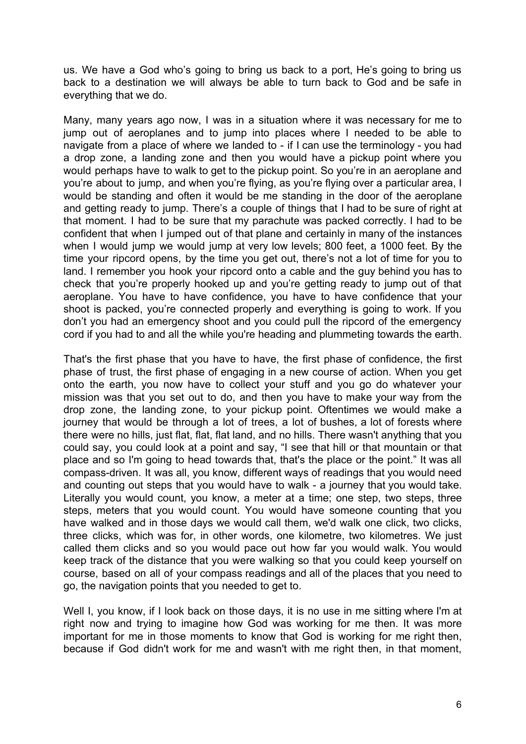us. We have a God who's going to bring us back to a port, He's going to bring us back to a destination we will always be able to turn back to God and be safe in everything that we do.

Many, many years ago now, I was in a situation where it was necessary for me to jump out of aeroplanes and to jump into places where I needed to be able to navigate from a place of where we landed to - if I can use the terminology - you had a drop zone, a landing zone and then you would have a pickup point where you would perhaps have to walk to get to the pickup point. So you're in an aeroplane and you're about to jump, and when you're flying, as you're flying over a particular area, I would be standing and often it would be me standing in the door of the aeroplane and getting ready to jump. There's a couple of things that I had to be sure of right at that moment. I had to be sure that my parachute was packed correctly. I had to be confident that when I jumped out of that plane and certainly in many of the instances when I would jump we would jump at very low levels; 800 feet, a 1000 feet. By the time your ripcord opens, by the time you get out, there's not a lot of time for you to land. I remember you hook your ripcord onto a cable and the guy behind you has to check that you're properly hooked up and you're getting ready to jump out of that aeroplane. You have to have confidence, you have to have confidence that your shoot is packed, you're connected properly and everything is going to work. If you don't you had an emergency shoot and you could pull the ripcord of the emergency cord if you had to and all the while you're heading and plummeting towards the earth.

That's the first phase that you have to have, the first phase of confidence, the first phase of trust, the first phase of engaging in a new course of action. When you get onto the earth, you now have to collect your stuff and you go do whatever your mission was that you set out to do, and then you have to make your way from the drop zone, the landing zone, to your pickup point. Oftentimes we would make a journey that would be through a lot of trees, a lot of bushes, a lot of forests where there were no hills, just flat, flat, flat land, and no hills. There wasn't anything that you could say, you could look at a point and say, "I see that hill or that mountain or that place and so I'm going to head towards that, that's the place or the point." It was all compass-driven. It was all, you know, different ways of readings that you would need and counting out steps that you would have to walk - a journey that you would take. Literally you would count, you know, a meter at a time; one step, two steps, three steps, meters that you would count. You would have someone counting that you have walked and in those days we would call them, we'd walk one click, two clicks, three clicks, which was for, in other words, one kilometre, two kilometres. We just called them clicks and so you would pace out how far you would walk. You would keep track of the distance that you were walking so that you could keep yourself on course, based on all of your compass readings and all of the places that you need to go, the navigation points that you needed to get to.

Well I, you know, if I look back on those days, it is no use in me sitting where I'm at right now and trying to imagine how God was working for me then. It was more important for me in those moments to know that God is working for me right then, because if God didn't work for me and wasn't with me right then, in that moment,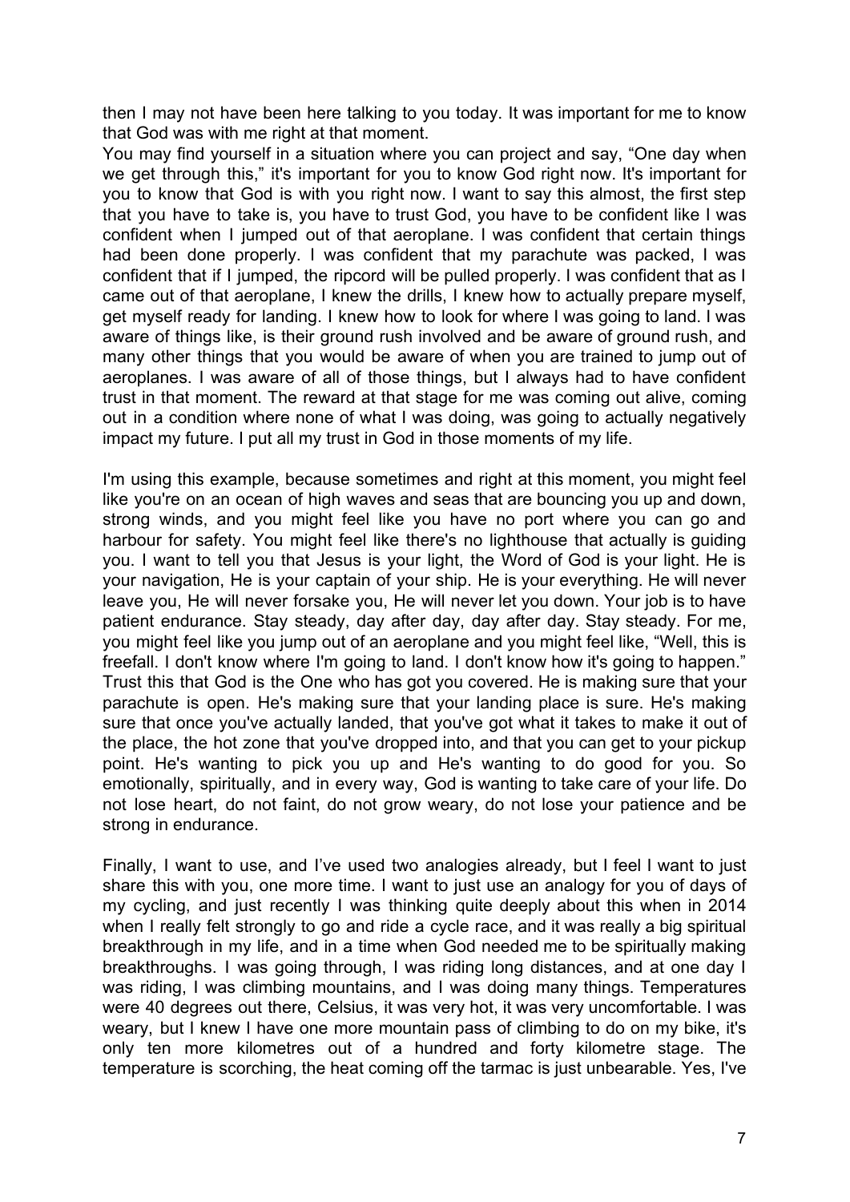then I may not have been here talking to you today. It was important for me to know that God was with me right at that moment.

You may find yourself in a situation where you can project and say, "One day when we get through this," it's important for you to know God right now. It's important for you to know that God is with you right now. I want to say this almost, the first step that you have to take is, you have to trust God, you have to be confident like I was confident when I jumped out of that aeroplane. I was confident that certain things had been done properly. I was confident that my parachute was packed, I was confident that if I jumped, the ripcord will be pulled properly. I was confident that as I came out of that aeroplane, I knew the drills, I knew how to actually prepare myself, get myself ready for landing. I knew how to look for where I was going to land. I was aware of things like, is their ground rush involved and be aware of ground rush, and many other things that you would be aware of when you are trained to jump out of aeroplanes. I was aware of all of those things, but I always had to have confident trust in that moment. The reward at that stage for me was coming out alive, coming out in a condition where none of what I was doing, was going to actually negatively impact my future. I put all my trust in God in those moments of my life.

I'm using this example, because sometimes and right at this moment, you might feel like you're on an ocean of high waves and seas that are bouncing you up and down, strong winds, and you might feel like you have no port where you can go and harbour for safety. You might feel like there's no lighthouse that actually is guiding you. I want to tell you that Jesus is your light, the Word of God is your light. He is your navigation, He is your captain of your ship. He is your everything. He will never leave you, He will never forsake you, He will never let you down. Your job is to have patient endurance. Stay steady, day after day, day after day. Stay steady. For me, you might feel like you jump out of an aeroplane and you might feel like, "Well, this is freefall. I don't know where I'm going to land. I don't know how it's going to happen." Trust this that God is the One who has got you covered. He is making sure that your parachute is open. He's making sure that your landing place is sure. He's making sure that once you've actually landed, that you've got what it takes to make it out of the place, the hot zone that you've dropped into, and that you can get to your pickup point. He's wanting to pick you up and He's wanting to do good for you. So emotionally, spiritually, and in every way, God is wanting to take care of your life. Do not lose heart, do not faint, do not grow weary, do not lose your patience and be strong in endurance.

Finally, I want to use, and I've used two analogies already, but I feel I want to just share this with you, one more time. I want to just use an analogy for you of days of my cycling, and just recently I was thinking quite deeply about this when in 2014 when I really felt strongly to go and ride a cycle race, and it was really a big spiritual breakthrough in my life, and in a time when God needed me to be spiritually making breakthroughs. I was going through, I was riding long distances, and at one day I was riding, I was climbing mountains, and I was doing many things. Temperatures were 40 degrees out there, Celsius, it was very hot, it was very uncomfortable. I was weary, but I knew I have one more mountain pass of climbing to do on my bike, it's only ten more kilometres out of a hundred and forty kilometre stage. The temperature is scorching, the heat coming off the tarmac is just unbearable. Yes, I've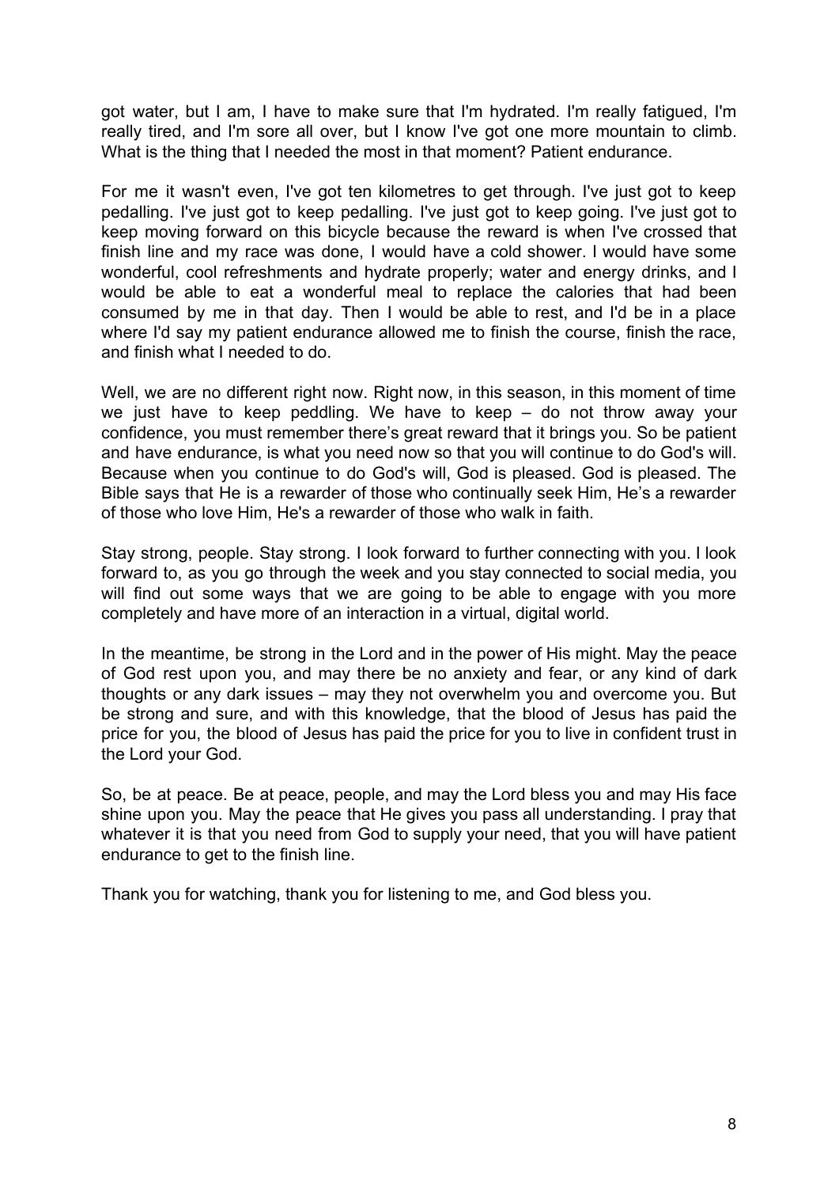got water, but I am, I have to make sure that I'm hydrated. I'm really fatigued, I'm really tired, and I'm sore all over, but I know I've got one more mountain to climb. What is the thing that I needed the most in that moment? Patient endurance.

For me it wasn't even, I've got ten kilometres to get through. I've just got to keep pedalling. I've just got to keep pedalling. I've just got to keep going. I've just got to keep moving forward on this bicycle because the reward is when I've crossed that finish line and my race was done, I would have a cold shower. I would have some wonderful, cool refreshments and hydrate properly; water and energy drinks, and I would be able to eat a wonderful meal to replace the calories that had been consumed by me in that day. Then I would be able to rest, and I'd be in a place where I'd say my patient endurance allowed me to finish the course, finish the race, and finish what I needed to do.

Well, we are no different right now. Right now, in this season, in this moment of time we just have to keep peddling. We have to keep – do not throw away your confidence, you must remember there's great reward that it brings you. So be patient and have endurance, is what you need now so that you will continue to do God's will. Because when you continue to do God's will, God is pleased. God is pleased. The Bible says that He is a rewarder of those who continually seek Him, He's a rewarder of those who love Him, He's a rewarder of those who walk in faith.

Stay strong, people. Stay strong. I look forward to further connecting with you. I look forward to, as you go through the week and you stay connected to social media, you will find out some ways that we are going to be able to engage with you more completely and have more of an interaction in a virtual, digital world.

In the meantime, be strong in the Lord and in the power of His might. May the peace of God rest upon you, and may there be no anxiety and fear, or any kind of dark thoughts or any dark issues – may they not overwhelm you and overcome you. But be strong and sure, and with this knowledge, that the blood of Jesus has paid the price for you, the blood of Jesus has paid the price for you to live in confident trust in the Lord your God.

So, be at peace. Be at peace, people, and may the Lord bless you and may His face shine upon you. May the peace that He gives you pass all understanding. I pray that whatever it is that you need from God to supply your need, that you will have patient endurance to get to the finish line.

Thank you for watching, thank you for listening to me, and God bless you.